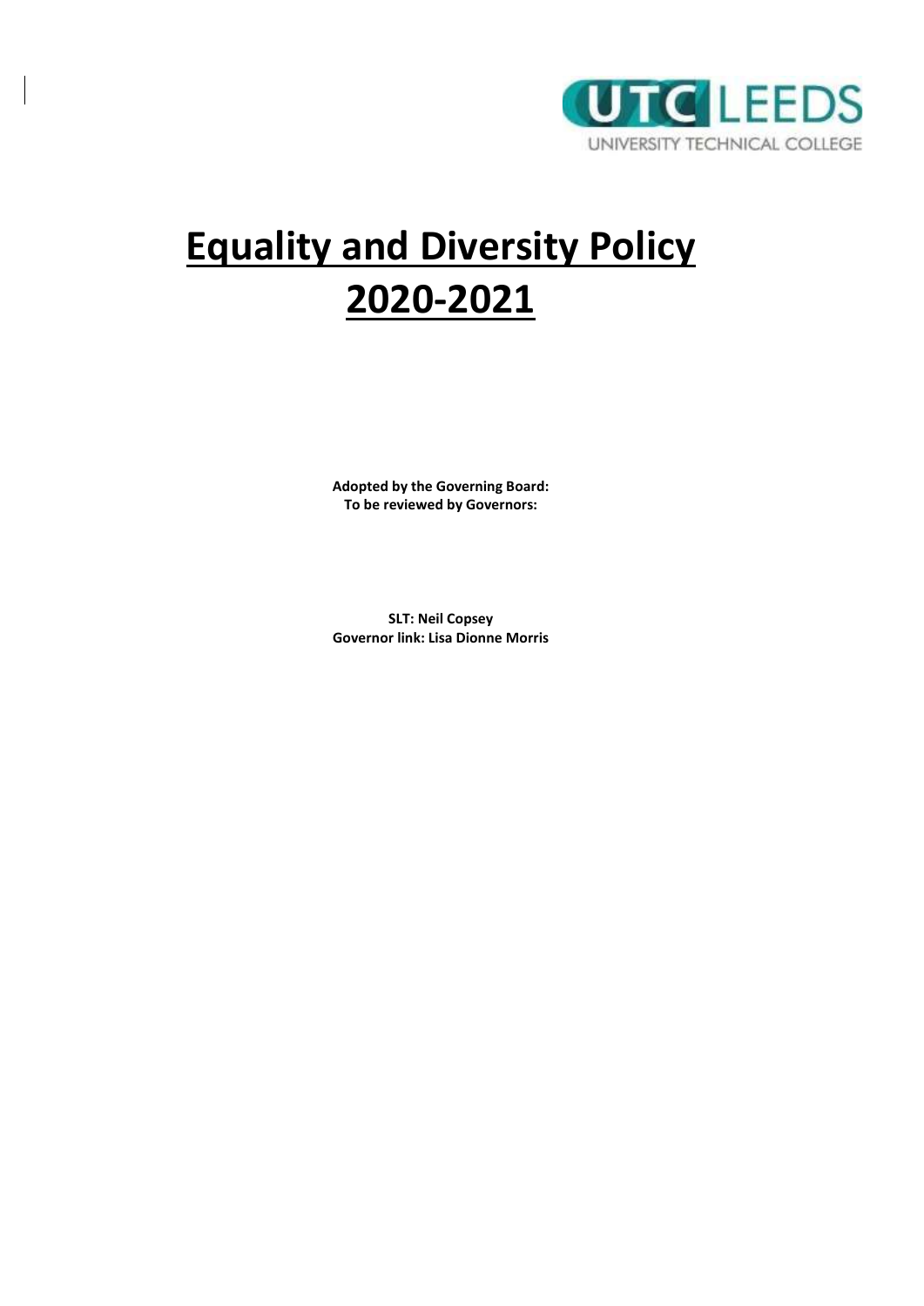# Equality and Diversity Policy 2020-2021

**Adopted by the Governing Board:**
**To be reviewed by Governors:**

**SLT: Neil Copsey**
**Governor link: Lisa Dionne Morris**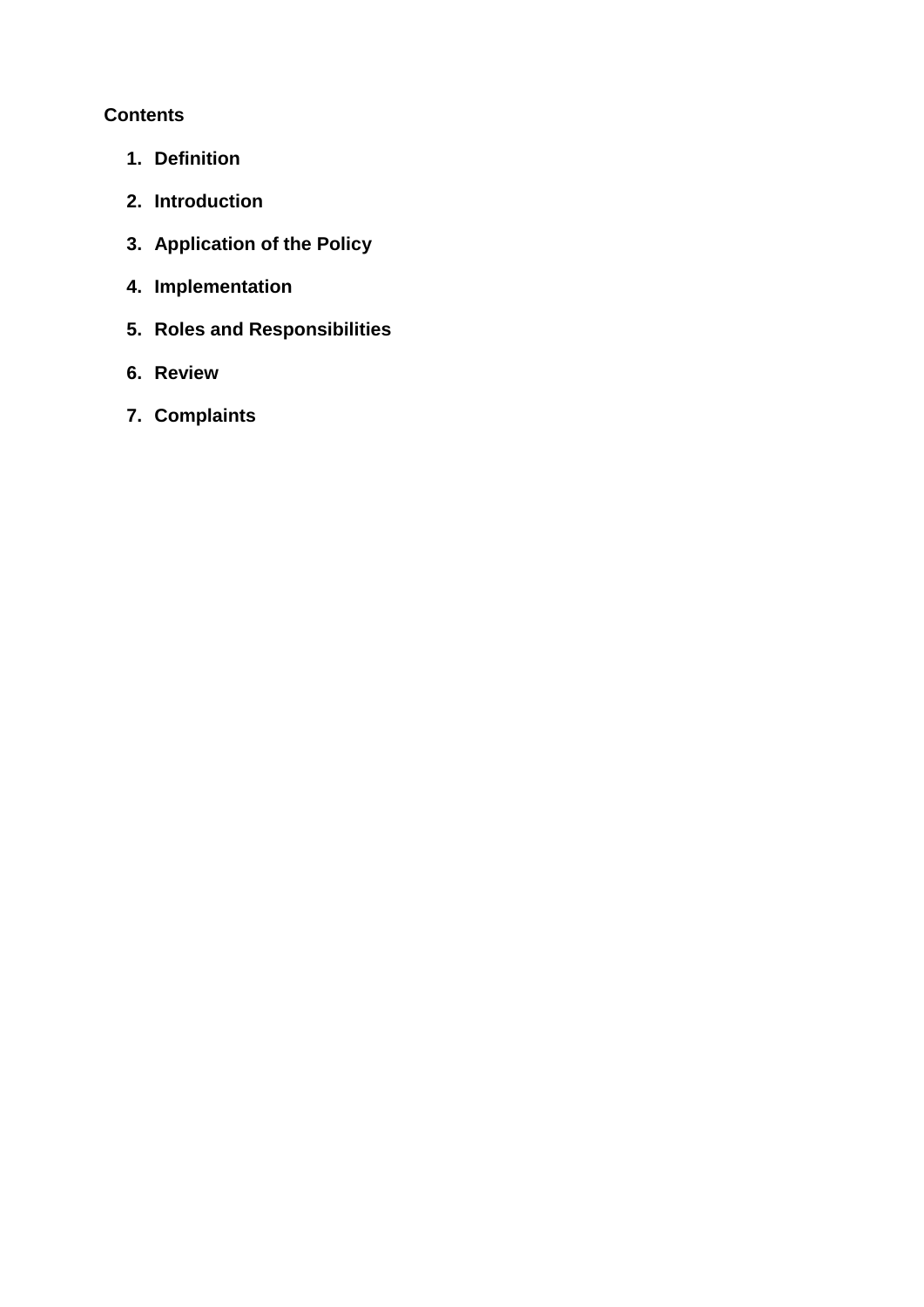**Contents**

1. **Definition**
2. **Introduction**
3. **Application of the Policy**
4. **Implementation**
5. **Roles and Responsibilities**
6. **Review**
7. **Complaints**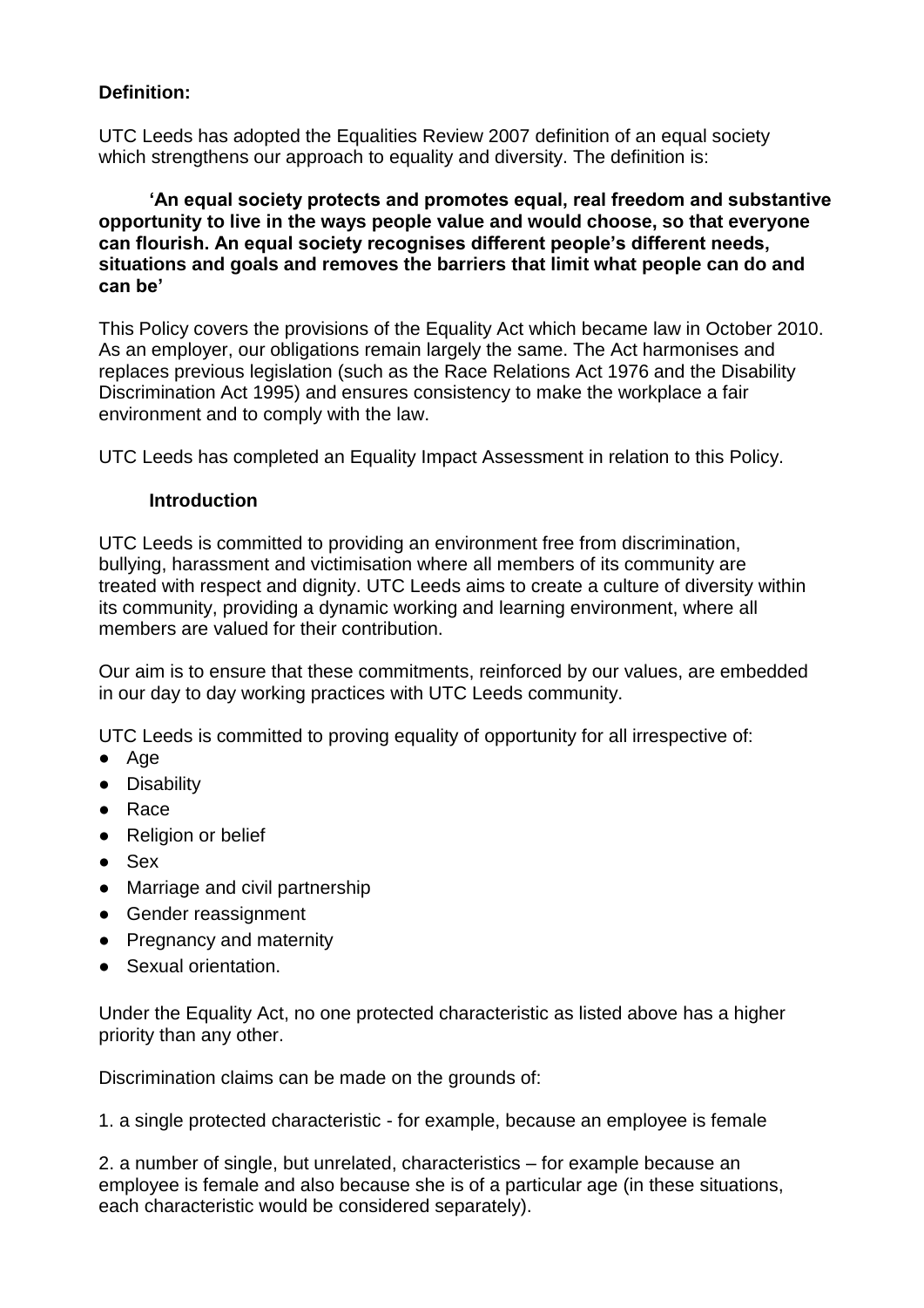**Definition:**

UTC Leeds has adopted the Equalities Review 2007 definition of an equal society which strengthens our approach to equality and diversity. The definition is:

> **'An equal society protects and promotes equal, real freedom and substantive opportunity to live in the ways people value and would choose, so that everyone can flourish. An equal society recognises different people's different needs, situations and goals and removes the barriers that limit what people can do and can be'**

This Policy covers the provisions of the Equality Act which became law in October 2010. As an employer, our obligations remain largely the same. The Act harmonises and replaces previous legislation (such as the Race Relations Act 1976 and the Disability Discrimination Act 1995) and ensures consistency to make the workplace a fair environment and to comply with the law.

UTC Leeds has completed an Equality Impact Assessment in relation to this Policy.

**Introduction**

UTC Leeds is committed to providing an environment free from discrimination, bullying, harassment and victimisation where all members of its community are treated with respect and dignity. UTC Leeds aims to create a culture of diversity within its community, providing a dynamic working and learning environment, where all members are valued for their contribution.

Our aim is to ensure that these commitments, reinforced by our values, are embedded in our day to day working practices with UTC Leeds community.

UTC Leeds is committed to proving equality of opportunity for all irrespective of:

- Age
- Disability
- Race
- Religion or belief
- Sex
- Marriage and civil partnership
- Gender reassignment
- Pregnancy and maternity
- Sexual orientation.

Under the Equality Act, no one protected characteristic as listed above has a higher priority than any other.

Discrimination claims can be made on the grounds of:

1. a single protected characteristic - for example, because an employee is female

2. a number of single, but unrelated, characteristics – for example because an employee is female and also because she is of a particular age (in these situations, each characteristic would be considered separately).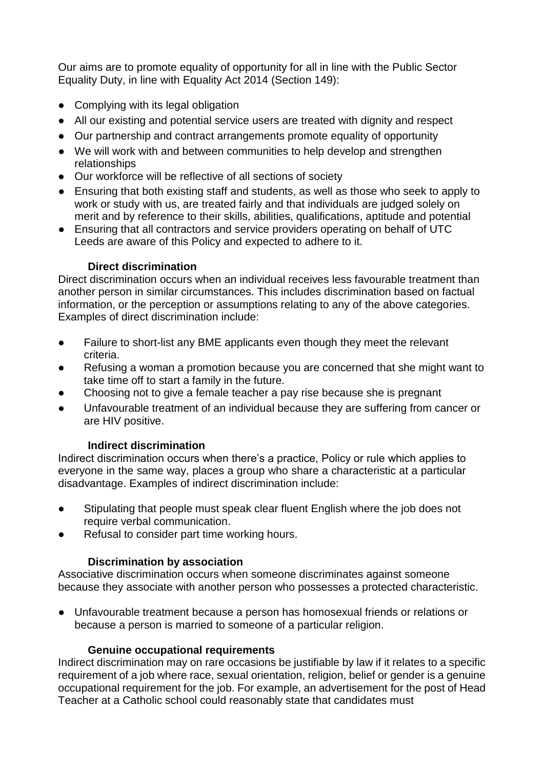Our aims are to promote equality of opportunity for all in line with the Public Sector Equality Duty, in line with Equality Act 2014 (Section 149):

- Complying with its legal obligation
- All our existing and potential service users are treated with dignity and respect
- Our partnership and contract arrangements promote equality of opportunity
- We will work with and between communities to help develop and strengthen relationships
- Our workforce will be reflective of all sections of society
- Ensuring that both existing staff and students, as well as those who seek to apply to work or study with us, are treated fairly and that individuals are judged solely on merit and by reference to their skills, abilities, qualifications, aptitude and potential
- Ensuring that all contractors and service providers operating on behalf of UTC Leeds are aware of this Policy and expected to adhere to it.

**Direct discrimination**

Direct discrimination occurs when an individual receives less favourable treatment than another person in similar circumstances. This includes discrimination based on factual information, or the perception or assumptions relating to any of the above categories. Examples of direct discrimination include:

- Failure to short-list any BME applicants even though they meet the relevant criteria.
- Refusing a woman a promotion because you are concerned that she might want to take time off to start a family in the future.
- Choosing not to give a female teacher a pay rise because she is pregnant
- Unfavourable treatment of an individual because they are suffering from cancer or are HIV positive.

**Indirect discrimination**

Indirect discrimination occurs when there's a practice, Policy or rule which applies to everyone in the same way, places a group who share a characteristic at a particular disadvantage. Examples of indirect discrimination include:

- Stipulating that people must speak clear fluent English where the job does not require verbal communication.
- Refusal to consider part time working hours.

**Discrimination by association**

Associative discrimination occurs when someone discriminates against someone because they associate with another person who possesses a protected characteristic.

- Unfavourable treatment because a person has homosexual friends or relations or because a person is married to someone of a particular religion.

**Genuine occupational requirements**

Indirect discrimination may on rare occasions be justifiable by law if it relates to a specific requirement of a job where race, sexual orientation, religion, belief or gender is a genuine occupational requirement for the job. For example, an advertisement for the post of Head Teacher at a Catholic school could reasonably state that candidates must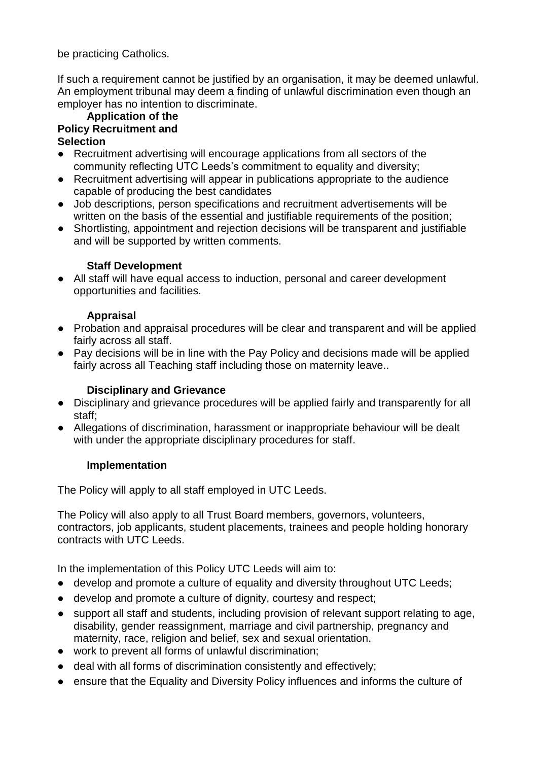be practicing Catholics.

If such a requirement cannot be justified by an organisation, it may be deemed unlawful. An employment tribunal may deem a finding of unlawful discrimination even though an employer has no intention to discriminate.

### Application of the Policy Recruitment and Selection

- Recruitment advertising will encourage applications from all sectors of the community reflecting UTC Leeds's commitment to equality and diversity;
- Recruitment advertising will appear in publications appropriate to the audience capable of producing the best candidates
- Job descriptions, person specifications and recruitment advertisements will be written on the basis of the essential and justifiable requirements of the position;
- Shortlisting, appointment and rejection decisions will be transparent and justifiable and will be supported by written comments.

### Staff Development

- All staff will have equal access to induction, personal and career development opportunities and facilities.

### Appraisal

- Probation and appraisal procedures will be clear and transparent and will be applied fairly across all staff.
- Pay decisions will be in line with the Pay Policy and decisions made will be applied fairly across all Teaching staff including those on maternity leave..

### Disciplinary and Grievance

- Disciplinary and grievance procedures will be applied fairly and transparently for all staff;
- Allegations of discrimination, harassment or inappropriate behaviour will be dealt with under the appropriate disciplinary procedures for staff.

### Implementation

The Policy will apply to all staff employed in UTC Leeds.

The Policy will also apply to all Trust Board members, governors, volunteers, contractors, job applicants, student placements, trainees and people holding honorary contracts with UTC Leeds.

In the implementation of this Policy UTC Leeds will aim to:

- develop and promote a culture of equality and diversity throughout UTC Leeds;
- develop and promote a culture of dignity, courtesy and respect;
- support all staff and students, including provision of relevant support relating to age, disability, gender reassignment, marriage and civil partnership, pregnancy and maternity, race, religion and belief, sex and sexual orientation.
- work to prevent all forms of unlawful discrimination;
- deal with all forms of discrimination consistently and effectively;
- ensure that the Equality and Diversity Policy influences and informs the culture of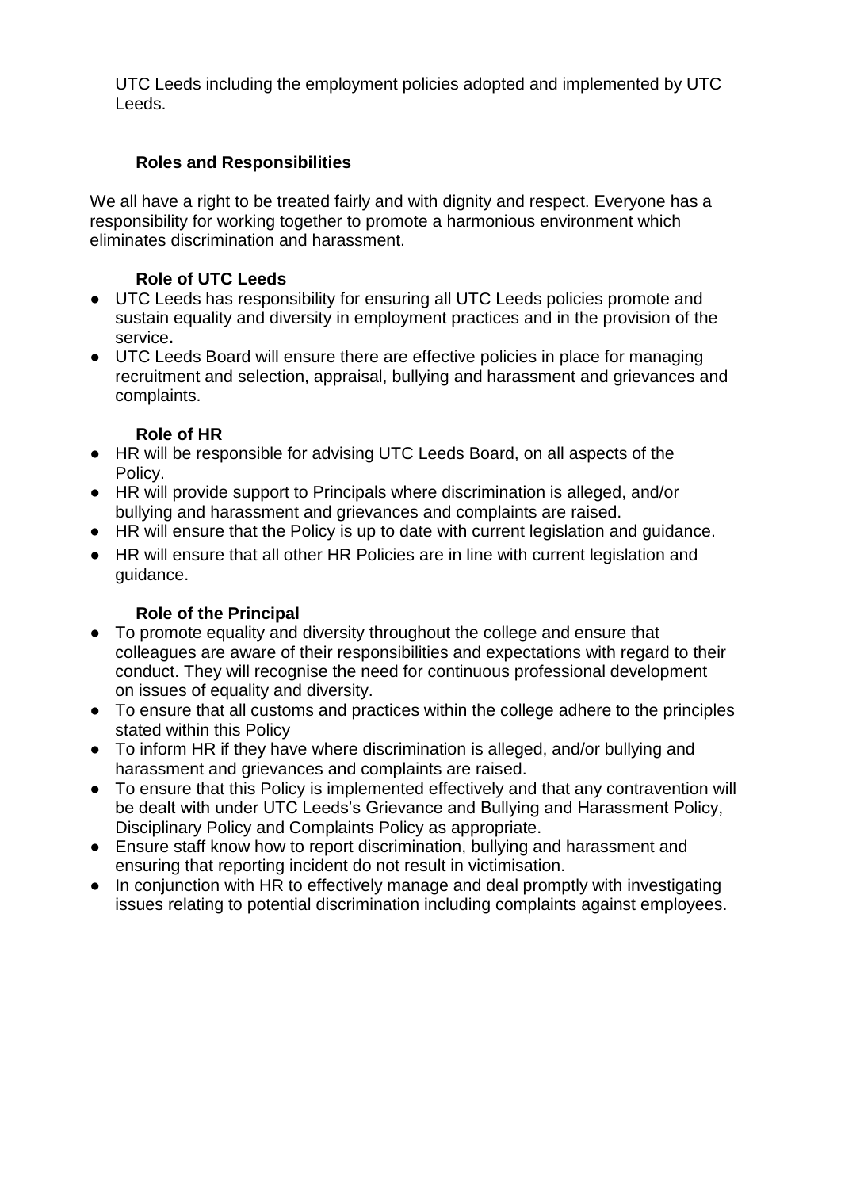UTC Leeds including the employment policies adopted and implemented by UTC Leeds.

### Roles and Responsibilities

We all have a right to be treated fairly and with dignity and respect. Everyone has a responsibility for working together to promote a harmonious environment which eliminates discrimination and harassment.

#### Role of UTC Leeds

- UTC Leeds has responsibility for ensuring all UTC Leeds policies promote and sustain equality and diversity in employment practices and in the provision of the service**.**
- UTC Leeds Board will ensure there are effective policies in place for managing recruitment and selection, appraisal, bullying and harassment and grievances and complaints.

#### Role of HR

- HR will be responsible for advising UTC Leeds Board, on all aspects of the Policy.
- HR will provide support to Principals where discrimination is alleged, and/or bullying and harassment and grievances and complaints are raised.
- HR will ensure that the Policy is up to date with current legislation and guidance.
- HR will ensure that all other HR Policies are in line with current legislation and guidance.

#### Role of the Principal

- To promote equality and diversity throughout the college and ensure that colleagues are aware of their responsibilities and expectations with regard to their conduct. They will recognise the need for continuous professional development on issues of equality and diversity.
- To ensure that all customs and practices within the college adhere to the principles stated within this Policy
- To inform HR if they have where discrimination is alleged, and/or bullying and harassment and grievances and complaints are raised.
- To ensure that this Policy is implemented effectively and that any contravention will be dealt with under UTC Leeds's Grievance and Bullying and Harassment Policy, Disciplinary Policy and Complaints Policy as appropriate.
- Ensure staff know how to report discrimination, bullying and harassment and ensuring that reporting incident do not result in victimisation.
- In conjunction with HR to effectively manage and deal promptly with investigating issues relating to potential discrimination including complaints against employees.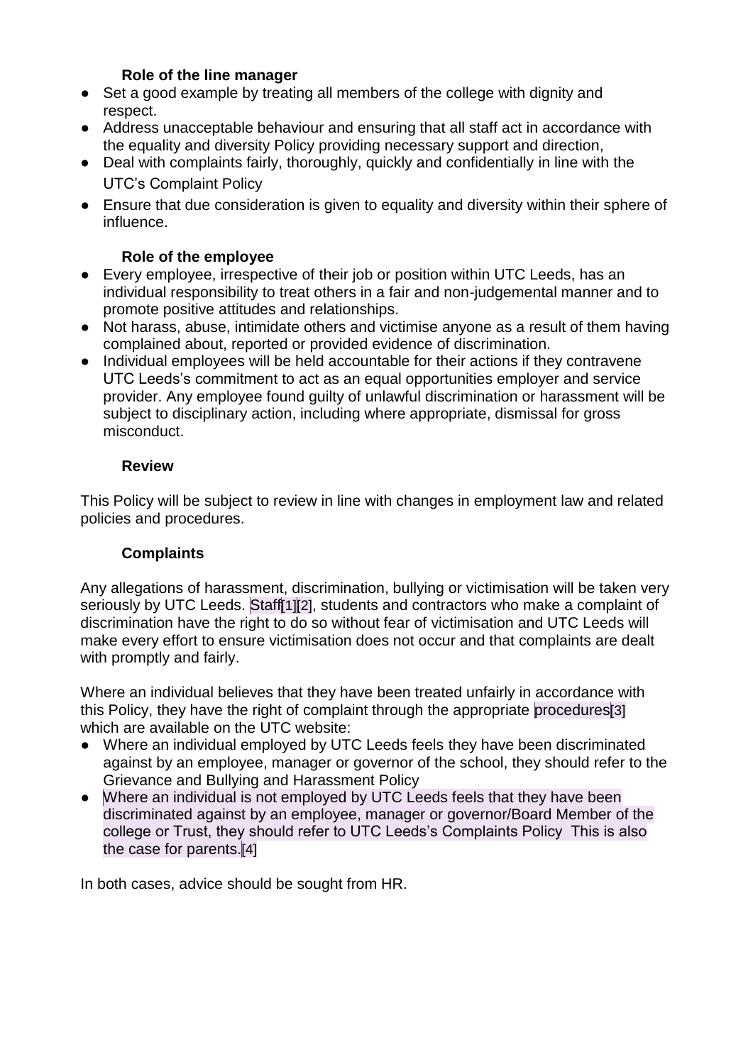**Role of the line manager**

- Set a good example by treating all members of the college with dignity and respect.
- Address unacceptable behaviour and ensuring that all staff act in accordance with the equality and diversity Policy providing necessary support and direction,
- Deal with complaints fairly, thoroughly, quickly and confidentially in line with the UTC's Complaint Policy
- Ensure that due consideration is given to equality and diversity within their sphere of influence.

**Role of the employee**

- Every employee, irrespective of their job or position within UTC Leeds, has an individual responsibility to treat others in a fair and non-judgemental manner and to promote positive attitudes and relationships.
- Not harass, abuse, intimidate others and victimise anyone as a result of them having complained about, reported or provided evidence of discrimination.
- Individual employees will be held accountable for their actions if they contravene UTC Leeds's commitment to act as an equal opportunities employer and service provider. Any employee found guilty of unlawful discrimination or harassment will be subject to disciplinary action, including where appropriate, dismissal for gross misconduct.

**Review**

This Policy will be subject to review in line with changes in employment law and related policies and procedures.

**Complaints**

Any allegations of harassment, discrimination, bullying or victimisation will be taken very seriously by UTC Leeds. Staff[1][2], students and contractors who make a complaint of discrimination have the right to do so without fear of victimisation and UTC Leeds will make every effort to ensure victimisation does not occur and that complaints are dealt with promptly and fairly.

Where an individual believes that they have been treated unfairly in accordance with this Policy, they have the right of complaint through the appropriate procedures[3] which are available on the UTC website:

- Where an individual employed by UTC Leeds feels they have been discriminated against by an employee, manager or governor of the school, they should refer to the Grievance and Bullying and Harassment Policy
- Where an individual is not employed by UTC Leeds feels that they have been discriminated against by an employee, manager or governor/Board Member of the college or Trust, they should refer to UTC Leeds's Complaints Policy This is also the case for parents.[4]

In both cases, advice should be sought from HR.